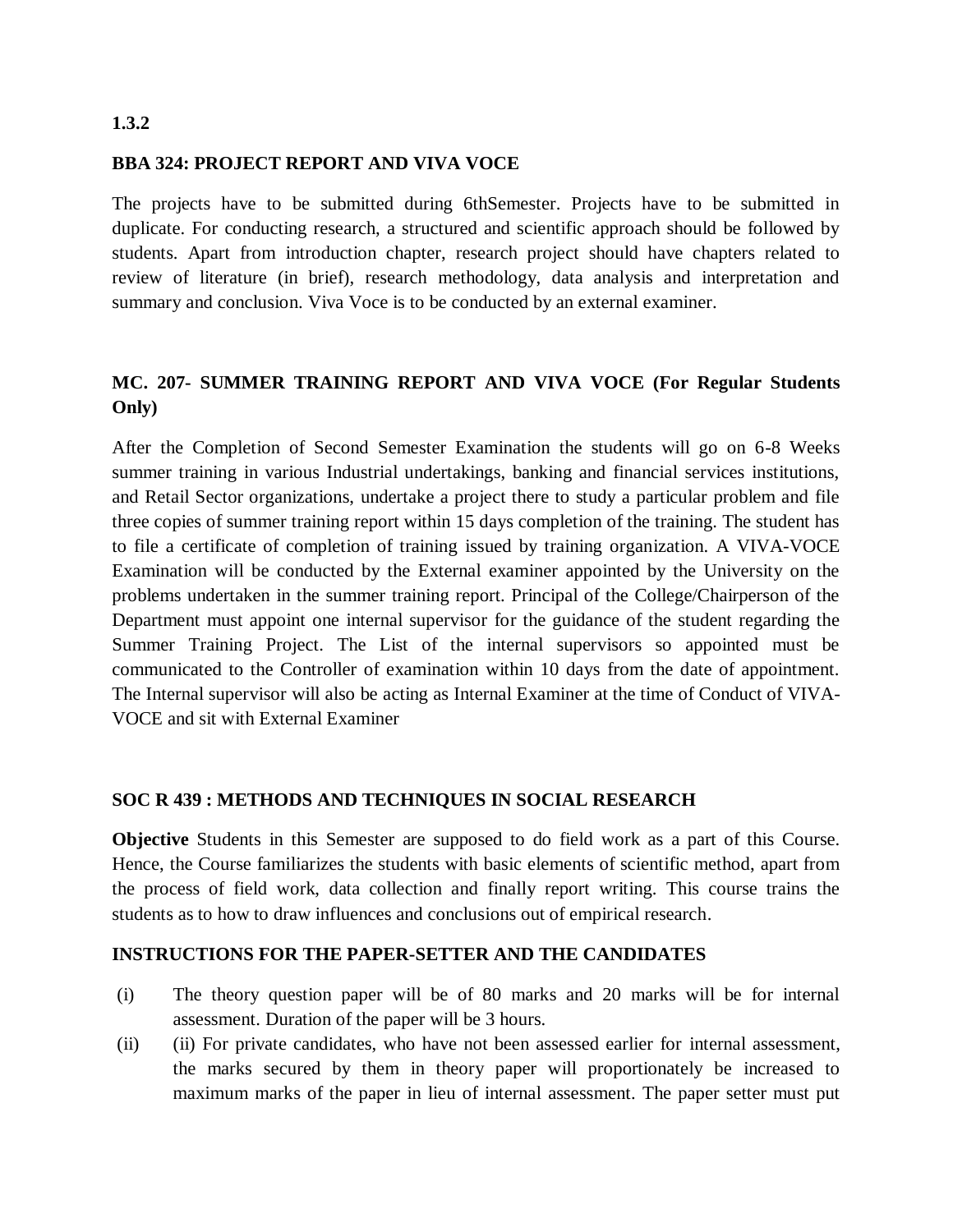**1.3.2**

**BBA 324: PROJECT REPORT AND VIVA VOCE**

The projects have to be submitted during 6thSemester. Projects have to be submitted in duplicate. For conducting research, a structured and scientific approach should be followed by students. Apart from introduction chapter, research project should have chapters related to review of literature (in brief), research methodology, data analysis and interpretation and summary and conclusion. Viva Voce is to be conducted by an external examiner.

**MC. 207- SUMMER TRAINING REPORT AND VIVA VOCE (For Regular Students Only)**

After the Completion of Second Semester Examination the students will go on 6-8 Weeks summer training in various Industrial undertakings, banking and financial services institutions, and Retail Sector organizations, undertake a project there to study a particular problem and file three copies of summer training report within 15 days completion of the training. The student has to file a certificate of completion of training issued by training organization. A VIVA-VOCE Examination will be conducted by the External examiner appointed by the University on the problems undertaken in the summer training report. Principal of the College/Chairperson of the Department must appoint one internal supervisor for the guidance of the student regarding the Summer Training Project. The List of the internal supervisors so appointed must be communicated to the Controller of examination within 10 days from the date of appointment. The Internal supervisor will also be acting as Internal Examiner at the time of Conduct of VIVA-VOCE and sit with External Examiner

**SOC R 439 : METHODS AND TECHNIQUES IN SOCIAL RESEARCH**

**Objective** Students in this Semester are supposed to do field work as a part of this Course. Hence, the Course familiarizes the students with basic elements of scientific method, apart from the process of field work, data collection and finally report writing. This course trains the students as to how to draw influences and conclusions out of empirical research.

**INSTRUCTIONS FOR THE PAPER-SETTER AND THE CANDIDATES**

(i) The theory question paper will be of 80 marks and 20 marks will be for internal assessment. Duration of the paper will be 3 hours.

(ii) (ii) For private candidates, who have not been assessed earlier for internal assessment, the marks secured by them in theory paper will proportionately be increased to maximum marks of the paper in lieu of internal assessment. The paper setter must put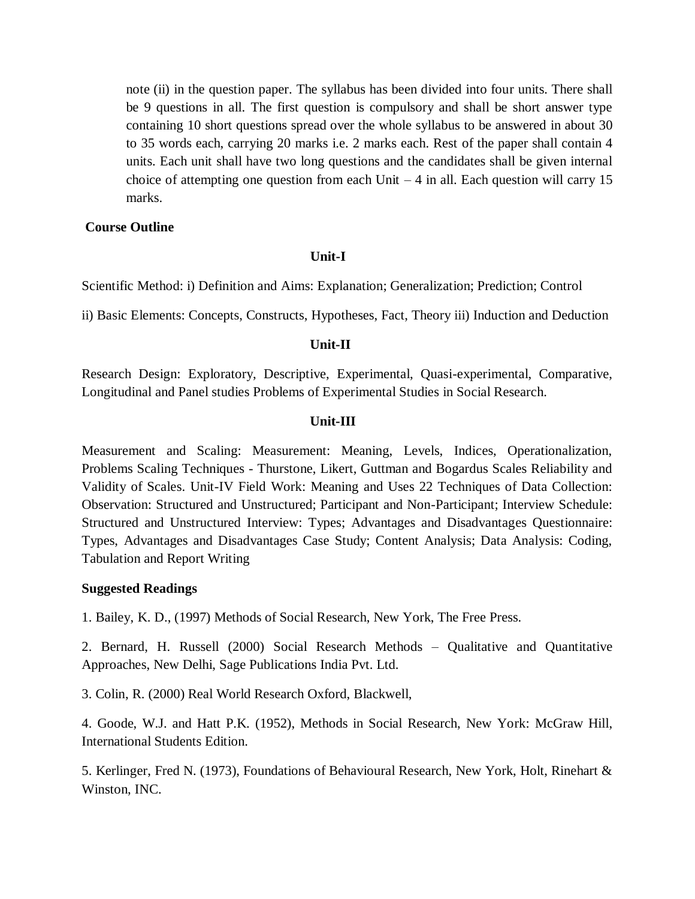note (ii) in the question paper. The syllabus has been divided into four units. There shall be 9 questions in all. The first question is compulsory and shall be short answer type containing 10 short questions spread over the whole syllabus to be answered in about 30 to 35 words each, carrying 20 marks i.e. 2 marks each. Rest of the paper shall contain 4 units. Each unit shall have two long questions and the candidates shall be given internal choice of attempting one question from each Unit – 4 in all. Each question will carry 15 marks.

**Course Outline**

**Unit-I**

Scientific Method: i) Definition and Aims: Explanation; Generalization; Prediction; Control

ii) Basic Elements: Concepts, Constructs, Hypotheses, Fact, Theory iii) Induction and Deduction

**Unit-II**

Research Design: Exploratory, Descriptive, Experimental, Quasi-experimental, Comparative, Longitudinal and Panel studies Problems of Experimental Studies in Social Research.

**Unit-III**

Measurement and Scaling: Measurement: Meaning, Levels, Indices, Operationalization, Problems Scaling Techniques - Thurstone, Likert, Guttman and Bogardus Scales Reliability and Validity of Scales. Unit-IV Field Work: Meaning and Uses 22 Techniques of Data Collection: Observation: Structured and Unstructured; Participant and Non-Participant; Interview Schedule: Structured and Unstructured Interview: Types; Advantages and Disadvantages Questionnaire: Types, Advantages and Disadvantages Case Study; Content Analysis; Data Analysis: Coding, Tabulation and Report Writing

**Suggested Readings**

1. Bailey, K. D., (1997) Methods of Social Research, New York, The Free Press.

2. Bernard, H. Russell (2000) Social Research Methods – Qualitative and Quantitative Approaches, New Delhi, Sage Publications India Pvt. Ltd.

3. Colin, R. (2000) Real World Research Oxford, Blackwell,

4. Goode, W.J. and Hatt P.K. (1952), Methods in Social Research, New York: McGraw Hill, International Students Edition.

5. Kerlinger, Fred N. (1973), Foundations of Behavioural Research, New York, Holt, Rinehart & Winston, INC.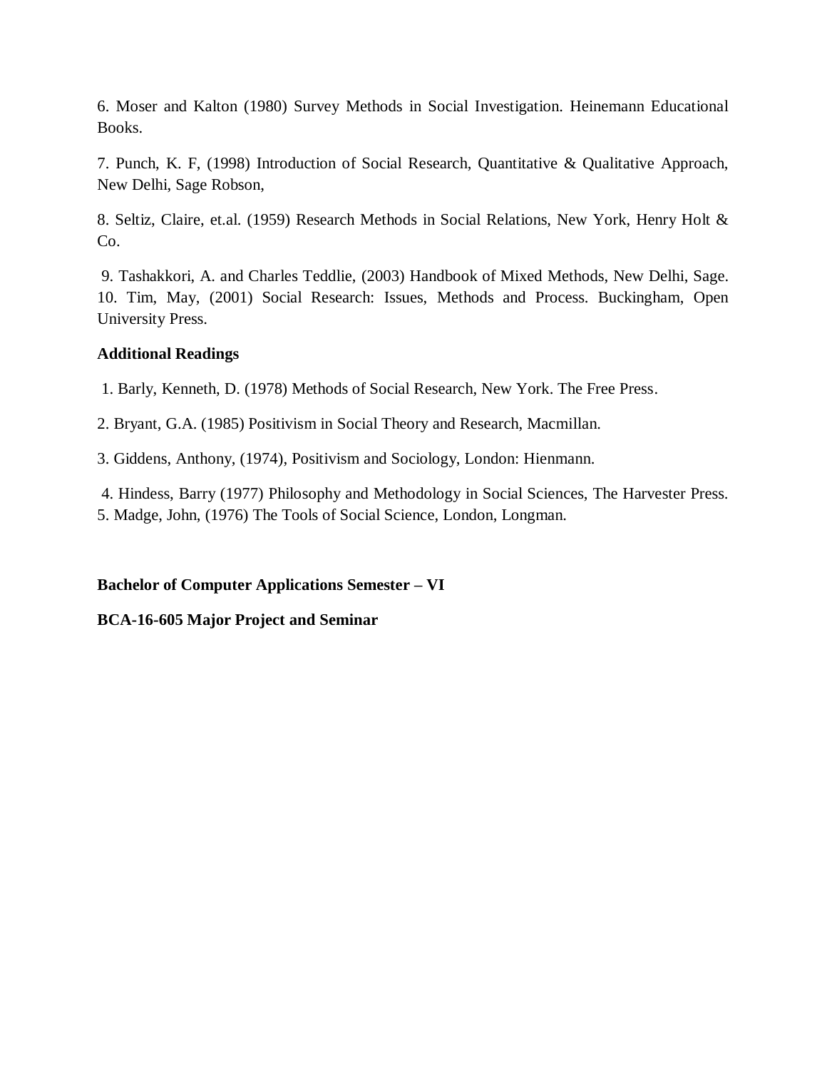6. Moser and Kalton (1980) Survey Methods in Social Investigation. Heinemann Educational Books.

7. Punch, K. F, (1998) Introduction of Social Research, Quantitative & Qualitative Approach, New Delhi, Sage Robson,

8. Seltiz, Claire, et.al. (1959) Research Methods in Social Relations, New York, Henry Holt & Co.

9. Tashakkori, A. and Charles Teddlie, (2003) Handbook of Mixed Methods, New Delhi, Sage.
10. Tim, May, (2001) Social Research: Issues, Methods and Process. Buckingham, Open University Press.

**Additional Readings**

1. Barly, Kenneth, D. (1978) Methods of Social Research, New York. The Free Press.

2. Bryant, G.A. (1985) Positivism in Social Theory and Research, Macmillan.

3. Giddens, Anthony, (1974), Positivism and Sociology, London: Hienmann.

4. Hindess, Barry (1977) Philosophy and Methodology in Social Sciences, The Harvester Press.
5. Madge, John, (1976) The Tools of Social Science, London, Longman.

**Bachelor of Computer Applications Semester – VI**

**BCA-16-605 Major Project and Seminar**